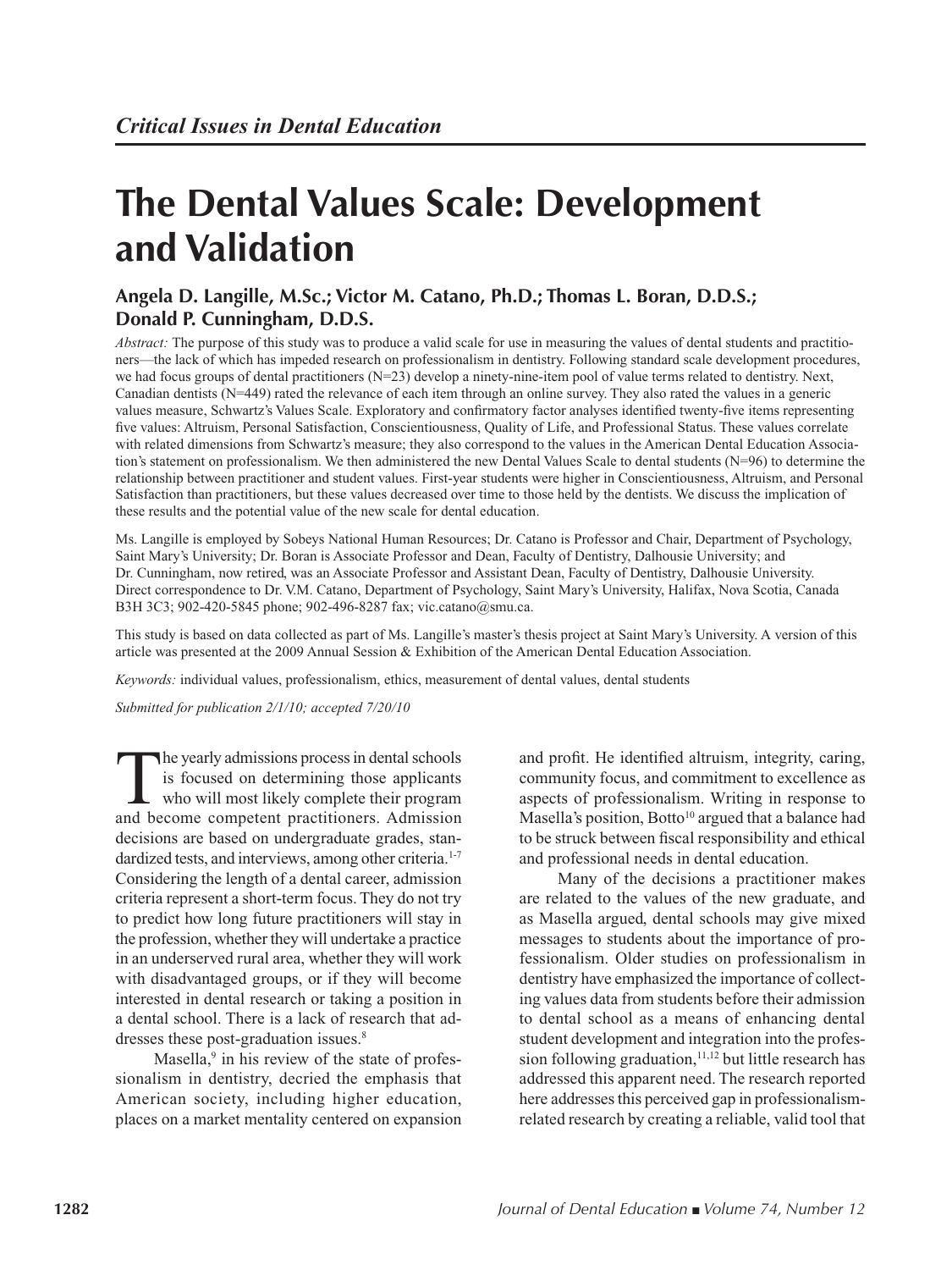*Critical Issues in Dental Education*

# The Dental Values Scale: Development and Validation

## Angela D. Langille, M.Sc.; Victor M. Catano, Ph.D.; Thomas L. Boran, D.D.S.; Donald P. Cunningham, D.D.S.

*Abstract:* The purpose of this study was to produce a valid scale for use in measuring the values of dental students and practitioners—the lack of which has impeded research on professionalism in dentistry. Following standard scale development procedures, we had focus groups of dental practitioners (N=23) develop a ninety-nine-item pool of value terms related to dentistry. Next, Canadian dentists (N=449) rated the relevance of each item through an online survey. They also rated the values in a generic values measure, Schwartz's Values Scale. Exploratory and confirmatory factor analyses identified twenty-five items representing five values: Altruism, Personal Satisfaction, Conscientiousness, Quality of Life, and Professional Status. These values correlate with related dimensions from Schwartz's measure; they also correspond to the values in the American Dental Education Association's statement on professionalism. We then administered the new Dental Values Scale to dental students (N=96) to determine the relationship between practitioner and student values. First-year students were higher in Conscientiousness, Altruism, and Personal Satisfaction than practitioners, but these values decreased over time to those held by the dentists. We discuss the implication of these results and the potential value of the new scale for dental education.

Ms. Langille is employed by Sobeys National Human Resources; Dr. Catano is Professor and Chair, Department of Psychology, Saint Mary's University; Dr. Boran is Associate Professor and Dean, Faculty of Dentistry, Dalhousie University; and Dr. Cunningham, now retired, was an Associate Professor and Assistant Dean, Faculty of Dentistry, Dalhousie University. Direct correspondence to Dr. V.M. Catano, Department of Psychology, Saint Mary's University, Halifax, Nova Scotia, Canada B3H 3C3; 902-420-5845 phone; 902-496-8287 fax; vic.catano@smu.ca.

This study is based on data collected as part of Ms. Langille's master's thesis project at Saint Mary's University. A version of this article was presented at the 2009 Annual Session & Exhibition of the American Dental Education Association.

*Keywords:* individual values, professionalism, ethics, measurement of dental values, dental students

*Submitted for publication 2/1/10; accepted 7/20/10*

The yearly admissions process in dental schools is focused on determining those applicants who will most likely complete their program and become competent practitioners. Admission decisions are based on undergraduate grades, standardized tests, and interviews, among other criteria.[1-7] Considering the length of a dental career, admission criteria represent a short-term focus. They do not try to predict how long future practitioners will stay in the profession, whether they will undertake a practice in an underserved rural area, whether they will work with disadvantaged groups, or if they will become interested in dental research or taking a position in a dental school. There is a lack of research that addresses these post-graduation issues.[8]

Masella,[9] in his review of the state of professionalism in dentistry, decried the emphasis that American society, including higher education, places on a market mentality centered on expansion and profit. He identified altruism, integrity, caring, community focus, and commitment to excellence as aspects of professionalism. Writing in response to Masella's position, Botto[10] argued that a balance had to be struck between fiscal responsibility and ethical and professional needs in dental education.

Many of the decisions a practitioner makes are related to the values of the new graduate, and as Masella argued, dental schools may give mixed messages to students about the importance of professionalism. Older studies on professionalism in dentistry have emphasized the importance of collecting values data from students before their admission to dental school as a means of enhancing dental student development and integration into the profession following graduation,[11,12] but little research has addressed this apparent need. The research reported here addresses this perceived gap in professionalism-related research by creating a reliable, valid tool that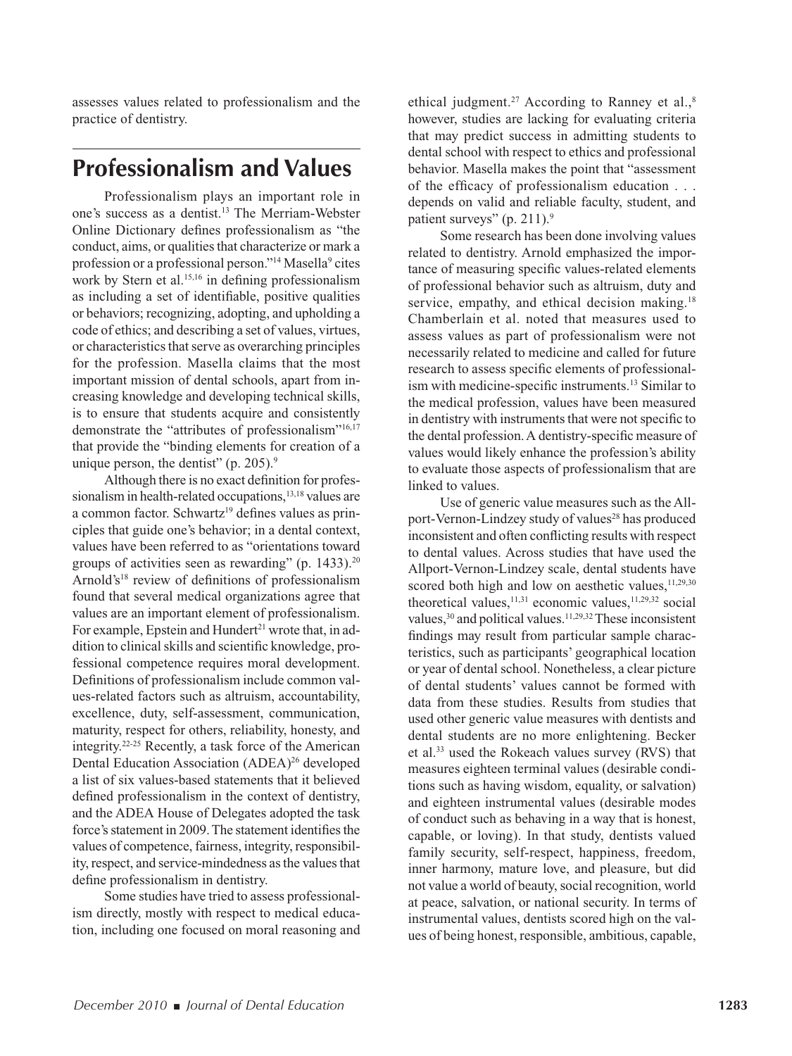assesses values related to professionalism and the practice of dentistry.

## Professionalism and Values

Professionalism plays an important role in one's success as a dentist.[13] The Merriam-Webster Online Dictionary defines professionalism as "the conduct, aims, or qualities that characterize or mark a profession or a professional person."[14] Masella[9] cites work by Stern et al.[15,16] in defining professionalism as including a set of identifiable, positive qualities or behaviors; recognizing, adopting, and upholding a code of ethics; and describing a set of values, virtues, or characteristics that serve as overarching principles for the profession. Masella claims that the most important mission of dental schools, apart from increasing knowledge and developing technical skills, is to ensure that students acquire and consistently demonstrate the "attributes of professionalism"[16,17] that provide the "binding elements for creation of a unique person, the dentist" (p. 205).[9]

Although there is no exact definition for professionalism in health-related occupations,[13,18] values are a common factor. Schwartz[19] defines values as principles that guide one's behavior; in a dental context, values have been referred to as "orientations toward groups of activities seen as rewarding" (p. 1433).[20] Arnold's[18] review of definitions of professionalism found that several medical organizations agree that values are an important element of professionalism. For example, Epstein and Hundert[21] wrote that, in addition to clinical skills and scientific knowledge, professional competence requires moral development. Definitions of professionalism include common values-related factors such as altruism, accountability, excellence, duty, self-assessment, communication, maturity, respect for others, reliability, honesty, and integrity.[22-25] Recently, a task force of the American Dental Education Association (ADEA)[26] developed a list of six values-based statements that it believed defined professionalism in the context of dentistry, and the ADEA House of Delegates adopted the task force's statement in 2009. The statement identifies the values of competence, fairness, integrity, responsibility, respect, and service-mindedness as the values that define professionalism in dentistry.

Some studies have tried to assess professionalism directly, mostly with respect to medical education, including one focused on moral reasoning and ethical judgment.[27] According to Ranney et al.,[8] however, studies are lacking for evaluating criteria that may predict success in admitting students to dental school with respect to ethics and professional behavior. Masella makes the point that "assessment of the efficacy of professionalism education . . . depends on valid and reliable faculty, student, and patient surveys" (p. 211).[9]

Some research has been done involving values related to dentistry. Arnold emphasized the importance of measuring specific values-related elements of professional behavior such as altruism, duty and service, empathy, and ethical decision making.[18] Chamberlain et al. noted that measures used to assess values as part of professionalism were not necessarily related to medicine and called for future research to assess specific elements of professionalism with medicine-specific instruments.[13] Similar to the medical profession, values have been measured in dentistry with instruments that were not specific to the dental profession. A dentistry-specific measure of values would likely enhance the profession's ability to evaluate those aspects of professionalism that are linked to values.

Use of generic value measures such as the Allport-Vernon-Lindzey study of values[28] has produced inconsistent and often conflicting results with respect to dental values. Across studies that have used the Allport-Vernon-Lindzey scale, dental students have scored both high and low on aesthetic values,[11,29,30] theoretical values,[11,31] economic values,[11,29,32] social values,[30] and political values.[11,29,32] These inconsistent findings may result from particular sample characteristics, such as participants' geographical location or year of dental school. Nonetheless, a clear picture of dental students' values cannot be formed with data from these studies. Results from studies that used other generic value measures with dentists and dental students are no more enlightening. Becker et al.[33] used the Rokeach values survey (RVS) that measures eighteen terminal values (desirable conditions such as having wisdom, equality, or salvation) and eighteen instrumental values (desirable modes of conduct such as behaving in a way that is honest, capable, or loving). In that study, dentists valued family security, self-respect, happiness, freedom, inner harmony, mature love, and pleasure, but did not value a world of beauty, social recognition, world at peace, salvation, or national security. In terms of instrumental values, dentists scored high on the values of being honest, responsible, ambitious, capable,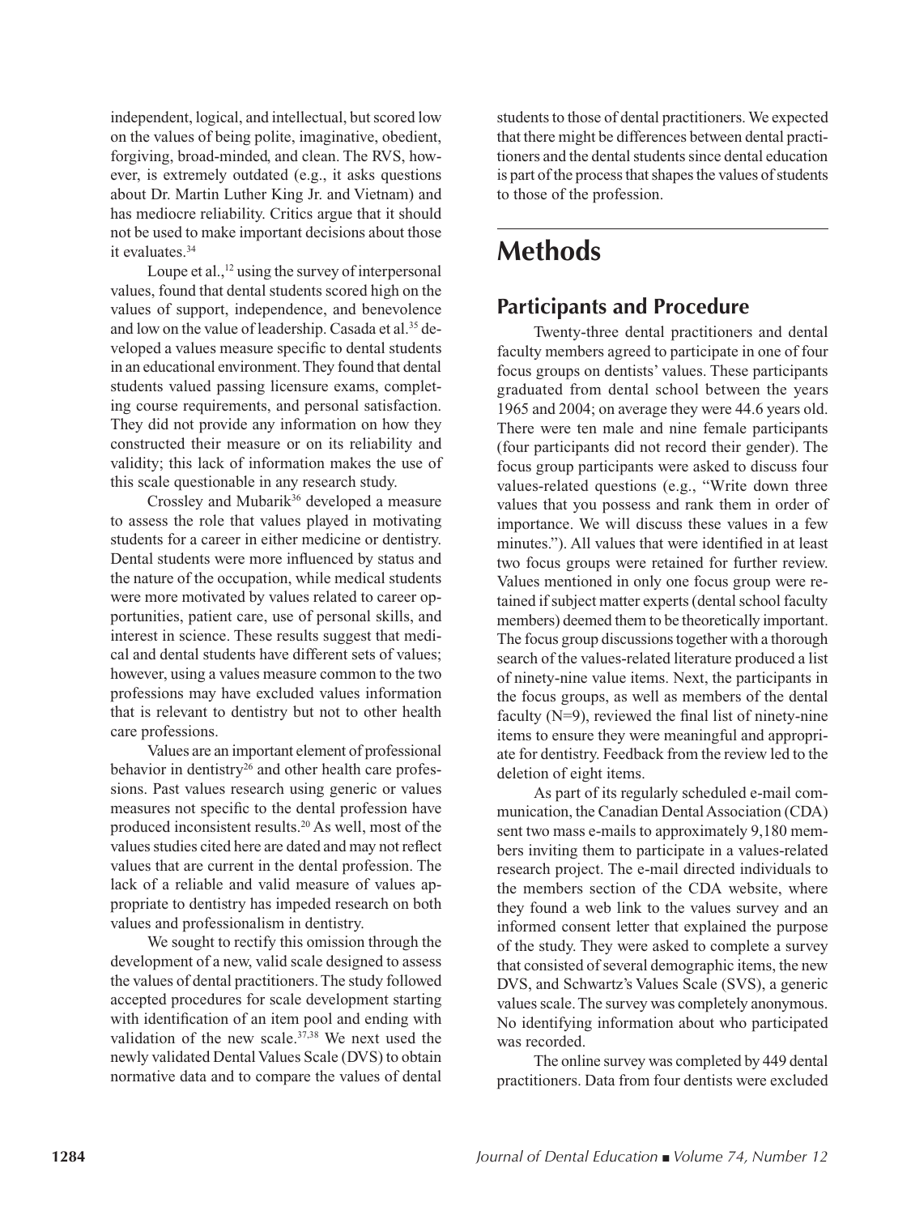independent, logical, and intellectual, but scored low on the values of being polite, imaginative, obedient, forgiving, broad-minded, and clean. The RVS, however, is extremely outdated (e.g., it asks questions about Dr. Martin Luther King Jr. and Vietnam) and has mediocre reliability. Critics argue that it should not be used to make important decisions about those it evaluates.[34]

Loupe et al.,[12] using the survey of interpersonal values, found that dental students scored high on the values of support, independence, and benevolence and low on the value of leadership. Casada et al.[35] developed a values measure specific to dental students in an educational environment. They found that dental students valued passing licensure exams, completing course requirements, and personal satisfaction. They did not provide any information on how they constructed their measure or on its reliability and validity; this lack of information makes the use of this scale questionable in any research study.

Crossley and Mubarik[36] developed a measure to assess the role that values played in motivating students for a career in either medicine or dentistry. Dental students were more influenced by status and the nature of the occupation, while medical students were more motivated by values related to career opportunities, patient care, use of personal skills, and interest in science. These results suggest that medical and dental students have different sets of values; however, using a values measure common to the two professions may have excluded values information that is relevant to dentistry but not to other health care professions.

Values are an important element of professional behavior in dentistry[26] and other health care professions. Past values research using generic or values measures not specific to the dental profession have produced inconsistent results.[20] As well, most of the values studies cited here are dated and may not reflect values that are current in the dental profession. The lack of a reliable and valid measure of values appropriate to dentistry has impeded research on both values and professionalism in dentistry.

We sought to rectify this omission through the development of a new, valid scale designed to assess the values of dental practitioners. The study followed accepted procedures for scale development starting with identification of an item pool and ending with validation of the new scale.[37,38] We next used the newly validated Dental Values Scale (DVS) to obtain normative data and to compare the values of dental students to those of dental practitioners. We expected that there might be differences between dental practitioners and the dental students since dental education is part of the process that shapes the values of students to those of the profession.

# Methods

## Participants and Procedure

Twenty-three dental practitioners and dental faculty members agreed to participate in one of four focus groups on dentists' values. These participants graduated from dental school between the years 1965 and 2004; on average they were 44.6 years old. There were ten male and nine female participants (four participants did not record their gender). The focus group participants were asked to discuss four values-related questions (e.g., "Write down three values that you possess and rank them in order of importance. We will discuss these values in a few minutes."). All values that were identified in at least two focus groups were retained for further review. Values mentioned in only one focus group were retained if subject matter experts (dental school faculty members) deemed them to be theoretically important. The focus group discussions together with a thorough search of the values-related literature produced a list of ninety-nine value items. Next, the participants in the focus groups, as well as members of the dental faculty (N=9), reviewed the final list of ninety-nine items to ensure they were meaningful and appropriate for dentistry. Feedback from the review led to the deletion of eight items.

As part of its regularly scheduled e-mail communication, the Canadian Dental Association (CDA) sent two mass e-mails to approximately 9,180 members inviting them to participate in a values-related research project. The e-mail directed individuals to the members section of the CDA website, where they found a web link to the values survey and an informed consent letter that explained the purpose of the study. They were asked to complete a survey that consisted of several demographic items, the new DVS, and Schwartz's Values Scale (SVS), a generic values scale. The survey was completely anonymous. No identifying information about who participated was recorded.

The online survey was completed by 449 dental practitioners. Data from four dentists were excluded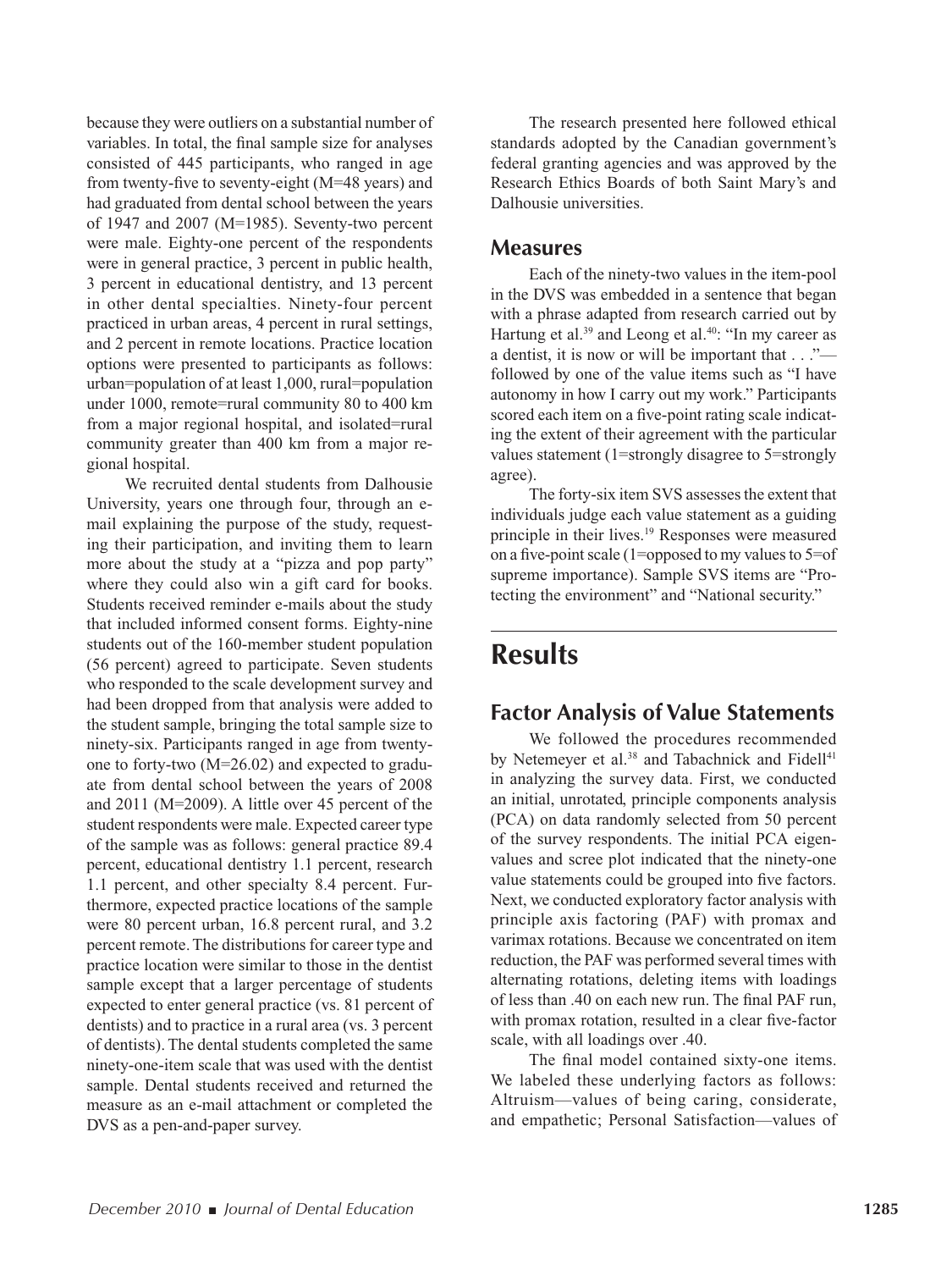because they were outliers on a substantial number of variables. In total, the final sample size for analyses consisted of 445 participants, who ranged in age from twenty-five to seventy-eight (M=48 years) and had graduated from dental school between the years of 1947 and 2007 (M=1985). Seventy-two percent were male. Eighty-one percent of the respondents were in general practice, 3 percent in public health, 3 percent in educational dentistry, and 13 percent in other dental specialties. Ninety-four percent practiced in urban areas, 4 percent in rural settings, and 2 percent in remote locations. Practice location options were presented to participants as follows: urban=population of at least 1,000, rural=population under 1000, remote=rural community 80 to 400 km from a major regional hospital, and isolated=rural community greater than 400 km from a major regional hospital.

We recruited dental students from Dalhousie University, years one through four, through an e-mail explaining the purpose of the study, requesting their participation, and inviting them to learn more about the study at a "pizza and pop party" where they could also win a gift card for books. Students received reminder e-mails about the study that included informed consent forms. Eighty-nine students out of the 160-member student population (56 percent) agreed to participate. Seven students who responded to the scale development survey and had been dropped from that analysis were added to the student sample, bringing the total sample size to ninety-six. Participants ranged in age from twenty-one to forty-two (M=26.02) and expected to graduate from dental school between the years of 2008 and 2011 (M=2009). A little over 45 percent of the student respondents were male. Expected career type of the sample was as follows: general practice 89.4 percent, educational dentistry 1.1 percent, research 1.1 percent, and other specialty 8.4 percent. Furthermore, expected practice locations of the sample were 80 percent urban, 16.8 percent rural, and 3.2 percent remote. The distributions for career type and practice location were similar to those in the dentist sample except that a larger percentage of students expected to enter general practice (vs. 81 percent of dentists) and to practice in a rural area (vs. 3 percent of dentists). The dental students completed the same ninety-one-item scale that was used with the dentist sample. Dental students received and returned the measure as an e-mail attachment or completed the DVS as a pen-and-paper survey.

The research presented here followed ethical standards adopted by the Canadian government's federal granting agencies and was approved by the Research Ethics Boards of both Saint Mary's and Dalhousie universities.

## Measures

Each of the ninety-two values in the item-pool in the DVS was embedded in a sentence that began with a phrase adapted from research carried out by Hartung et al.[39] and Leong et al.[40]: "In my career as a dentist, it is now or will be important that . . ."—followed by one of the value items such as "I have autonomy in how I carry out my work." Participants scored each item on a five-point rating scale indicating the extent of their agreement with the particular values statement (1=strongly disagree to 5=strongly agree).

The forty-six item SVS assesses the extent that individuals judge each value statement as a guiding principle in their lives.[19] Responses were measured on a five-point scale (1=opposed to my values to 5=of supreme importance). Sample SVS items are "Protecting the environment" and "National security."

# Results

## Factor Analysis of Value Statements

We followed the procedures recommended by Netemeyer et al.[38] and Tabachnick and Fidell[41] in analyzing the survey data. First, we conducted an initial, unrotated, principle components analysis (PCA) on data randomly selected from 50 percent of the survey respondents. The initial PCA eigenvalues and scree plot indicated that the ninety-one value statements could be grouped into five factors. Next, we conducted exploratory factor analysis with principle axis factoring (PAF) with promax and varimax rotations. Because we concentrated on item reduction, the PAF was performed several times with alternating rotations, deleting items with loadings of less than .40 on each new run. The final PAF run, with promax rotation, resulted in a clear five-factor scale, with all loadings over .40.

The final model contained sixty-one items. We labeled these underlying factors as follows: Altruism—values of being caring, considerate, and empathetic; Personal Satisfaction—values of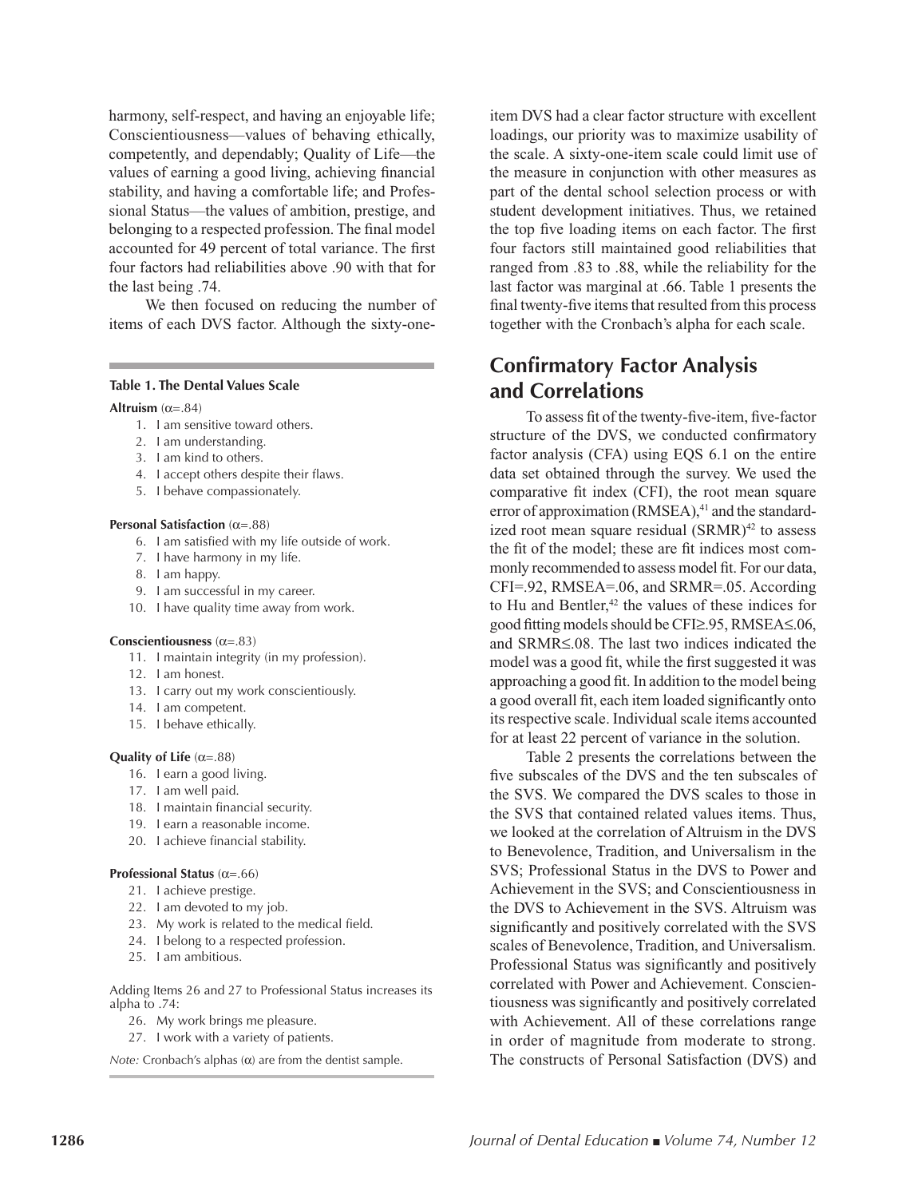harmony, self-respect, and having an enjoyable life; Conscientiousness—values of behaving ethically, competently, and dependably; Quality of Life—the values of earning a good living, achieving financial stability, and having a comfortable life; and Professional Status—the values of ambition, prestige, and belonging to a respected profession. The final model accounted for 49 percent of total variance. The first four factors had reliabilities above .90 with that for the last being .74.

We then focused on reducing the number of items of each DVS factor. Although the sixty-one-item DVS had a clear factor structure with excellent loadings, our priority was to maximize usability of the scale. A sixty-one-item scale could limit use of the measure in conjunction with other measures as part of the dental school selection process or with student development initiatives. Thus, we retained the top five loading items on each factor. The first four factors still maintained good reliabilities that ranged from .83 to .88, while the reliability for the last factor was marginal at .66. Table 1 presents the final twenty-five items that resulted from this process together with the Cronbach's alpha for each scale.

**Table 1. The Dental Values Scale**

**Altruism** ($\alpha$=.84)

1. I am sensitive toward others.
2. I am understanding.
3. I am kind to others.
4. I accept others despite their flaws.
5. I behave compassionately.

**Personal Satisfaction** ($\alpha$=.88)

6. I am satisfied with my life outside of work.
7. I have harmony in my life.
8. I am happy.
9. I am successful in my career.
10. I have quality time away from work.

**Conscientiousness** ($\alpha$=.83)

11. I maintain integrity (in my profession).
12. I am honest.
13. I carry out my work conscientiously.
14. I am competent.
15. I behave ethically.

**Quality of Life** ($\alpha$=.88)

16. I earn a good living.
17. I am well paid.
18. I maintain financial security.
19. I earn a reasonable income.
20. I achieve financial stability.

**Professional Status** ($\alpha$=.66)

21. I achieve prestige.
22. I am devoted to my job.
23. My work is related to the medical field.
24. I belong to a respected profession.
25. I am ambitious.

Adding Items 26 and 27 to Professional Status increases its alpha to .74:

26. My work brings me pleasure.
27. I work with a variety of patients.

*Note:* Cronbach's alphas ($\alpha$) are from the dentist sample.

## Confirmatory Factor Analysis and Correlations

To assess fit of the twenty-five-item, five-factor structure of the DVS, we conducted confirmatory factor analysis (CFA) using EQS 6.1 on the entire data set obtained through the survey. We used the comparative fit index (CFI), the root mean square error of approximation (RMSEA),[41] and the standardized root mean square residual (SRMR)[42] to assess the fit of the model; these are fit indices most commonly recommended to assess model fit. For our data, CFI=.92, RMSEA=.06, and SRMR=.05. According to Hu and Bentler,[42] the values of these indices for good fitting models should be CFI≥.95, RMSEA≤.06, and SRMR≤.08. The last two indices indicated the model was a good fit, while the first suggested it was approaching a good fit. In addition to the model being a good overall fit, each item loaded significantly onto its respective scale. Individual scale items accounted for at least 22 percent of variance in the solution.

Table 2 presents the correlations between the five subscales of the DVS and the ten subscales of the SVS. We compared the DVS scales to those in the SVS that contained related values items. Thus, we looked at the correlation of Altruism in the DVS to Benevolence, Tradition, and Universalism in the SVS; Professional Status in the DVS to Power and Achievement in the SVS; and Conscientiousness in the DVS to Achievement in the SVS. Altruism was significantly and positively correlated with the SVS scales of Benevolence, Tradition, and Universalism. Professional Status was significantly and positively correlated with Power and Achievement. Conscientiousness was significantly and positively correlated with Achievement. All of these correlations range in order of magnitude from moderate to strong. The constructs of Personal Satisfaction (DVS) and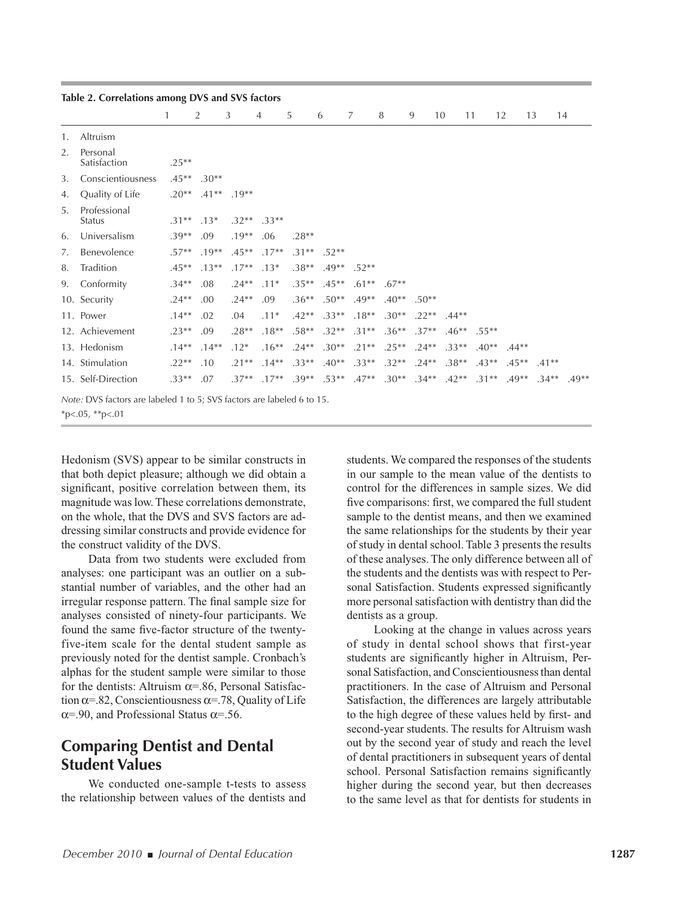**Table 2. Correlations among DVS and SVS factors**

| | 1 | 2 | 3 | 4 | 5 | 6 | 7 | 8 | 9 | 10 | 11 | 12 | 13 | 14 |
|---|---|---|---|---|---|---|---|---|---|---|---|---|---|---|
| 1. Altruism | | | | | | | | | | | | | | |
| 2. Personal Satisfaction | .25** | | | | | | | | | | | | | |
| 3. Conscientiousness | .45** | .30** | | | | | | | | | | | | |
| 4. Quality of Life | .20** | .41** | .19** | | | | | | | | | | | |
| 5. Professional Status | .31** | .13* | .32** | .33** | | | | | | | | | | |
| 6. Universalism | .39** | .09 | .19** | .06 | .28** | | | | | | | | | |
| 7. Benevolence | .57** | .19** | .45** | .17** | .31** | .52** | | | | | | | | |
| 8. Tradition | .45** | .13** | .17** | .13* | .38** | .49** | .52** | | | | | | | |
| 9. Conformity | .34** | .08 | .24** | .11* | .35** | .45** | .61** | .67** | | | | | | |
| 10. Security | .24** | .00 | .24** | .09 | .36** | .50** | .49** | .40** | .50** | | | | | |
| 11. Power | .14** | .02 | .04 | .11* | .42** | .33** | .18** | .30** | .22** | .44** | | | | |
| 12. Achievement | .23** | .09 | .28** | .18** | .58** | .32** | .31** | .36** | .37** | .46** | .55** | | | |
| 13. Hedonism | .14** | .14** | .12* | .16** | .24** | .30** | .21** | .25** | .24** | .33** | .40** | .44** | | |
| 14. Stimulation | .22** | .10 | .21** | .14** | .33** | .40** | .33** | .32** | .24** | .38** | .43** | .45** | .41** | |
| 15. Self-Direction | .33** | .07 | .37** | .17** | .39** | .53** | .47** | .30** | .34** | .42** | .31** | .49** | .34** | .49** |

*Note:* DVS factors are labeled 1 to 5; SVS factors are labeled 6 to 15.
*p<.05, **p<.01

Hedonism (SVS) appear to be similar constructs in that both depict pleasure; although we did obtain a significant, positive correlation between them, its magnitude was low. These correlations demonstrate, on the whole, that the DVS and SVS factors are addressing similar constructs and provide evidence for the construct validity of the DVS.

Data from two students were excluded from analyses: one participant was an outlier on a substantial number of variables, and the other had an irregular response pattern. The final sample size for analyses consisted of ninety-four participants. We found the same five-factor structure of the twenty-five-item scale for the dental student sample as previously noted for the dentist sample. Cronbach's alphas for the student sample were similar to those for the dentists: Altruism $\alpha$=.86, Personal Satisfaction $\alpha$=.82, Conscientiousness $\alpha$=.78, Quality of Life $\alpha$=.90, and Professional Status $\alpha$=.56.

## Comparing Dentist and Dental Student Values

We conducted one-sample t-tests to assess the relationship between values of the dentists and students. We compared the responses of the students in our sample to the mean value of the dentists to control for the differences in sample sizes. We did five comparisons: first, we compared the full student sample to the dentist means, and then we examined the same relationships for the students by their year of study in dental school. Table 3 presents the results of these analyses. The only difference between all of the students and the dentists was with respect to Personal Satisfaction. Students expressed significantly more personal satisfaction with dentistry than did the dentists as a group.

Looking at the change in values across years of study in dental school shows that first-year students are significantly higher in Altruism, Personal Satisfaction, and Conscientiousness than dental practitioners. In the case of Altruism and Personal Satisfaction, the differences are largely attributable to the high degree of these values held by first- and second-year students. The results for Altruism wash out by the second year of study and reach the level of dental practitioners in subsequent years of dental school. Personal Satisfaction remains significantly higher during the second year, but then decreases to the same level as that for dentists for students in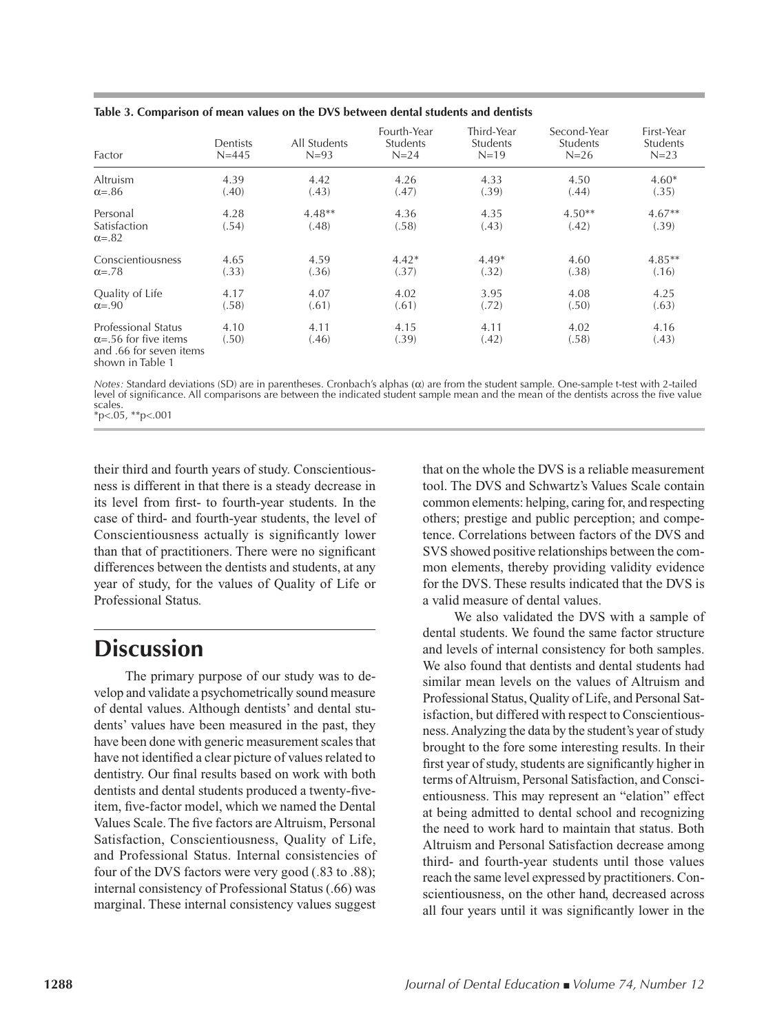**Table 3. Comparison of mean values on the DVS between dental students and dentists**

| Factor | Dentists N=445 | All Students N=93 | Fourth-Year Students N=24 | Third-Year Students N=19 | Second-Year Students N=26 | First-Year Students N=23 |
|---|---|---|---|---|---|---|
| Altruism α=.86 | 4.39 (.40) | 4.42 (.43) | 4.26 (.47) | 4.33 (.39) | 4.50 (.44) | 4.60* (.35) |
| Personal Satisfaction α=.82 | 4.28 (.54) | 4.48** (.48) | 4.36 (.58) | 4.35 (.43) | 4.50** (.42) | 4.67** (.39) |
| Conscientiousness α=.78 | 4.65 (.33) | 4.59 (.36) | 4.42* (.37) | 4.49* (.32) | 4.60 (.38) | 4.85** (.16) |
| Quality of Life α=.90 | 4.17 (.58) | 4.07 (.61) | 4.02 (.61) | 3.95 (.72) | 4.08 (.50) | 4.25 (.63) |
| Professional Status α=.56 for five items and .66 for seven items shown in Table 1 | 4.10 (.50) | 4.11 (.46) | 4.15 (.39) | 4.11 (.42) | 4.02 (.58) | 4.16 (.43) |

*Notes:* Standard deviations (SD) are in parentheses. Cronbach's alphas (α) are from the student sample. One-sample t-test with 2-tailed level of significance. All comparisons are between the indicated student sample mean and the mean of the dentists across the five value scales.
*p<.05, **p<.001

their third and fourth years of study. Conscientiousness is different in that there is a steady decrease in its level from first- to fourth-year students. In the case of third- and fourth-year students, the level of Conscientiousness actually is significantly lower than that of practitioners. There were no significant differences between the dentists and students, at any year of study, for the values of Quality of Life or Professional Status.

# Discussion

The primary purpose of our study was to develop and validate a psychometrically sound measure of dental values. Although dentists' and dental students' values have been measured in the past, they have been done with generic measurement scales that have not identified a clear picture of values related to dentistry. Our final results based on work with both dentists and dental students produced a twenty-five-item, five-factor model, which we named the Dental Values Scale. The five factors are Altruism, Personal Satisfaction, Conscientiousness, Quality of Life, and Professional Status. Internal consistencies of four of the DVS factors were very good (.83 to .88); internal consistency of Professional Status (.66) was marginal. These internal consistency values suggest that on the whole the DVS is a reliable measurement tool. The DVS and Schwartz's Values Scale contain common elements: helping, caring for, and respecting others; prestige and public perception; and competence. Correlations between factors of the DVS and SVS showed positive relationships between the common elements, thereby providing validity evidence for the DVS. These results indicated that the DVS is a valid measure of dental values.

We also validated the DVS with a sample of dental students. We found the same factor structure and levels of internal consistency for both samples. We also found that dentists and dental students had similar mean levels on the values of Altruism and Professional Status, Quality of Life, and Personal Satisfaction, but differed with respect to Conscientiousness. Analyzing the data by the student's year of study brought to the fore some interesting results. In their first year of study, students are significantly higher in terms of Altruism, Personal Satisfaction, and Conscientiousness. This may represent an "elation" effect at being admitted to dental school and recognizing the need to work hard to maintain that status. Both Altruism and Personal Satisfaction decrease among third- and fourth-year students until those values reach the same level expressed by practitioners. Conscientiousness, on the other hand, decreased across all four years until it was significantly lower in the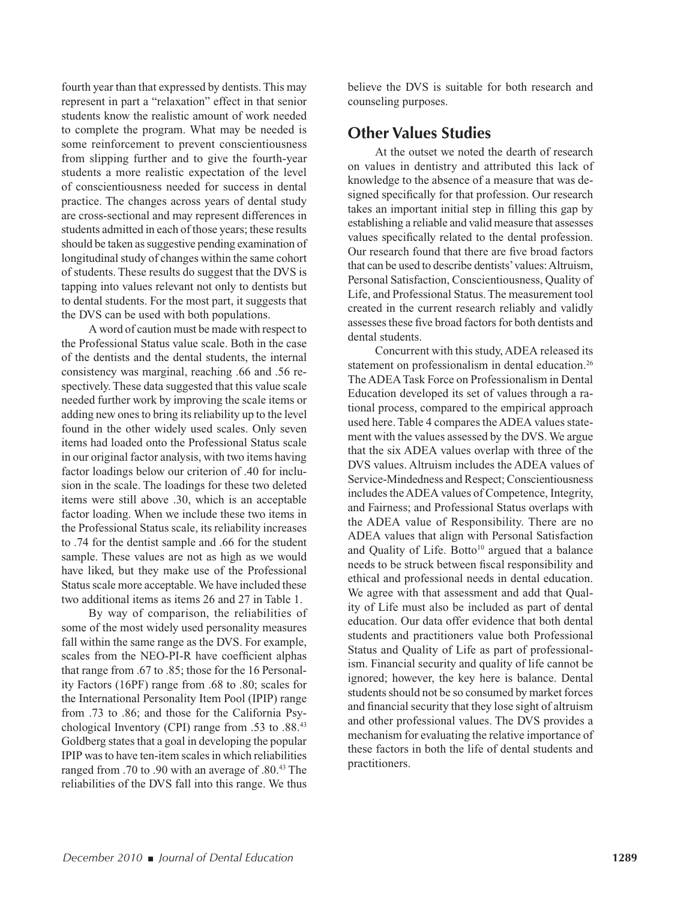fourth year than that expressed by dentists. This may represent in part a "relaxation" effect in that senior students know the realistic amount of work needed to complete the program. What may be needed is some reinforcement to prevent conscientiousness from slipping further and to give the fourth-year students a more realistic expectation of the level of conscientiousness needed for success in dental practice. The changes across years of dental study are cross-sectional and may represent differences in students admitted in each of those years; these results should be taken as suggestive pending examination of longitudinal study of changes within the same cohort of students. These results do suggest that the DVS is tapping into values relevant not only to dentists but to dental students. For the most part, it suggests that the DVS can be used with both populations.

A word of caution must be made with respect to the Professional Status value scale. Both in the case of the dentists and the dental students, the internal consistency was marginal, reaching .66 and .56 respectively. These data suggested that this value scale needed further work by improving the scale items or adding new ones to bring its reliability up to the level found in the other widely used scales. Only seven items had loaded onto the Professional Status scale in our original factor analysis, with two items having factor loadings below our criterion of .40 for inclusion in the scale. The loadings for these two deleted items were still above .30, which is an acceptable factor loading. When we include these two items in the Professional Status scale, its reliability increases to .74 for the dentist sample and .66 for the student sample. These values are not as high as we would have liked, but they make use of the Professional Status scale more acceptable. We have included these two additional items as items 26 and 27 in Table 1.

By way of comparison, the reliabilities of some of the most widely used personality measures fall within the same range as the DVS. For example, scales from the NEO-PI-R have coefficient alphas that range from .67 to .85; those for the 16 Personality Factors (16PF) range from .68 to .80; scales for the International Personality Item Pool (IPIP) range from .73 to .86; and those for the California Psychological Inventory (CPI) range from .53 to .88.[43] Goldberg states that a goal in developing the popular IPIP was to have ten-item scales in which reliabilities ranged from .70 to .90 with an average of .80.[43] The reliabilities of the DVS fall into this range. We thus believe the DVS is suitable for both research and counseling purposes.

## Other Values Studies

At the outset we noted the dearth of research on values in dentistry and attributed this lack of knowledge to the absence of a measure that was designed specifically for that profession. Our research takes an important initial step in filling this gap by establishing a reliable and valid measure that assesses values specifically related to the dental profession. Our research found that there are five broad factors that can be used to describe dentists' values: Altruism, Personal Satisfaction, Conscientiousness, Quality of Life, and Professional Status. The measurement tool created in the current research reliably and validly assesses these five broad factors for both dentists and dental students.

Concurrent with this study, ADEA released its statement on professionalism in dental education.[26] The ADEA Task Force on Professionalism in Dental Education developed its set of values through a rational process, compared to the empirical approach used here. Table 4 compares the ADEA values statement with the values assessed by the DVS. We argue that the six ADEA values overlap with three of the DVS values. Altruism includes the ADEA values of Service-Mindedness and Respect; Conscientiousness includes the ADEA values of Competence, Integrity, and Fairness; and Professional Status overlaps with the ADEA value of Responsibility. There are no ADEA values that align with Personal Satisfaction and Quality of Life. Botto[10] argued that a balance needs to be struck between fiscal responsibility and ethical and professional needs in dental education. We agree with that assessment and add that Quality of Life must also be included as part of dental education. Our data offer evidence that both dental students and practitioners value both Professional Status and Quality of Life as part of professionalism. Financial security and quality of life cannot be ignored; however, the key here is balance. Dental students should not be so consumed by market forces and financial security that they lose sight of altruism and other professional values. The DVS provides a mechanism for evaluating the relative importance of these factors in both the life of dental students and practitioners.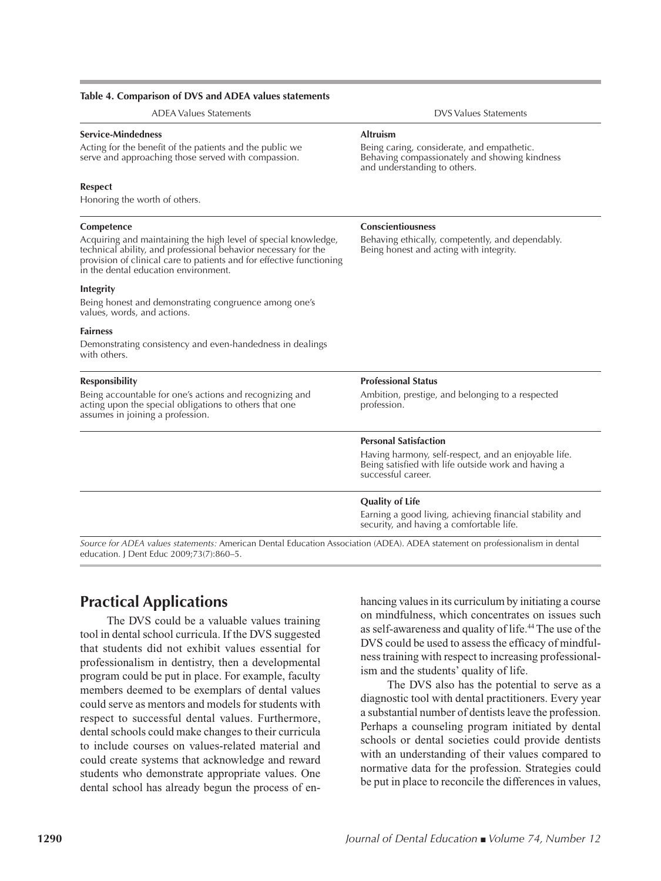**Table 4. Comparison of DVS and ADEA values statements**

| ADEA Values Statements | DVS Values Statements |
|---|---|
| **Service-Mindedness** Acting for the benefit of the patients and the public we serve and approaching those served with compassion. **Respect** Honoring the worth of others. | **Altruism** Being caring, considerate, and empathetic. Behaving compassionately and showing kindness and understanding to others. |
| **Competence** Acquiring and maintaining the high level of special knowledge, technical ability, and professional behavior necessary for the provision of clinical care to patients and for effective functioning in the dental education environment. **Integrity** Being honest and demonstrating congruence among one's values, words, and actions. **Fairness** Demonstrating consistency and even-handedness in dealings with others. | **Conscientiousness** Behaving ethically, competently, and dependably. Being honest and acting with integrity. |
| **Responsibility** Being accountable for one's actions and recognizing and acting upon the special obligations to others that one assumes in joining a profession. | **Professional Status** Ambition, prestige, and belonging to a respected profession. |
| | **Personal Satisfaction** Having harmony, self-respect, and an enjoyable life. Being satisfied with life outside work and having a successful career. |
| | **Quality of Life** Earning a good living, achieving financial stability and security, and having a comfortable life. |

*Source for ADEA values statements:* American Dental Education Association (ADEA). ADEA statement on professionalism in dental education. J Dent Educ 2009;73(7):860–5.

## Practical Applications

The DVS could be a valuable values training tool in dental school curricula. If the DVS suggested that students did not exhibit values essential for professionalism in dentistry, then a developmental program could be put in place. For example, faculty members deemed to be exemplars of dental values could serve as mentors and models for students with respect to successful dental values. Furthermore, dental schools could make changes to their curricula to include courses on values-related material and could create systems that acknowledge and reward students who demonstrate appropriate values. One dental school has already begun the process of enhancing values in its curriculum by initiating a course on mindfulness, which concentrates on issues such as self-awareness and quality of life.[44] The use of the DVS could be used to assess the efficacy of mindfulness training with respect to increasing professionalism and the students' quality of life.

The DVS also has the potential to serve as a diagnostic tool with dental practitioners. Every year a substantial number of dentists leave the profession. Perhaps a counseling program initiated by dental schools or dental societies could provide dentists with an understanding of their values compared to normative data for the profession. Strategies could be put in place to reconcile the differences in values,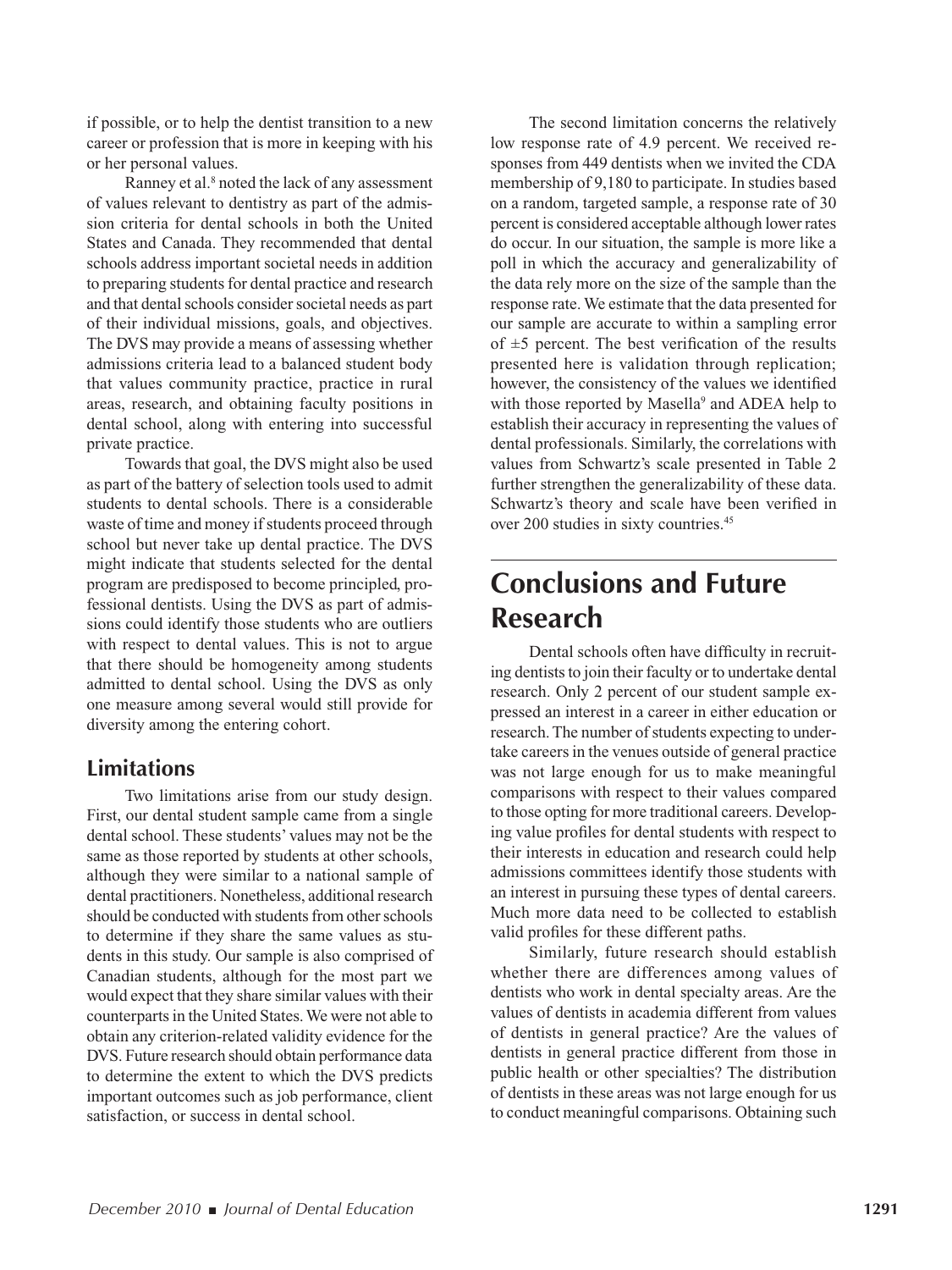if possible, or to help the dentist transition to a new career or profession that is more in keeping with his or her personal values.

Ranney et al.[8] noted the lack of any assessment of values relevant to dentistry as part of the admission criteria for dental schools in both the United States and Canada. They recommended that dental schools address important societal needs in addition to preparing students for dental practice and research and that dental schools consider societal needs as part of their individual missions, goals, and objectives. The DVS may provide a means of assessing whether admissions criteria lead to a balanced student body that values community practice, practice in rural areas, research, and obtaining faculty positions in dental school, along with entering into successful private practice.

Towards that goal, the DVS might also be used as part of the battery of selection tools used to admit students to dental schools. There is a considerable waste of time and money if students proceed through school but never take up dental practice. The DVS might indicate that students selected for the dental program are predisposed to become principled, professional dentists. Using the DVS as part of admissions could identify those students who are outliers with respect to dental values. This is not to argue that there should be homogeneity among students admitted to dental school. Using the DVS as only one measure among several would still provide for diversity among the entering cohort.

## Limitations

Two limitations arise from our study design. First, our dental student sample came from a single dental school. These students' values may not be the same as those reported by students at other schools, although they were similar to a national sample of dental practitioners. Nonetheless, additional research should be conducted with students from other schools to determine if they share the same values as students in this study. Our sample is also comprised of Canadian students, although for the most part we would expect that they share similar values with their counterparts in the United States. We were not able to obtain any criterion-related validity evidence for the DVS. Future research should obtain performance data to determine the extent to which the DVS predicts important outcomes such as job performance, client satisfaction, or success in dental school.

The second limitation concerns the relatively low response rate of 4.9 percent. We received responses from 449 dentists when we invited the CDA membership of 9,180 to participate. In studies based on a random, targeted sample, a response rate of 30 percent is considered acceptable although lower rates do occur. In our situation, the sample is more like a poll in which the accuracy and generalizability of the data rely more on the size of the sample than the response rate. We estimate that the data presented for our sample are accurate to within a sampling error of ±5 percent. The best verification of the results presented here is validation through replication; however, the consistency of the values we identified with those reported by Masella[9] and ADEA help to establish their accuracy in representing the values of dental professionals. Similarly, the correlations with values from Schwartz's scale presented in Table 2 further strengthen the generalizability of these data. Schwartz's theory and scale have been verified in over 200 studies in sixty countries.[45]

# Conclusions and Future Research

Dental schools often have difficulty in recruiting dentists to join their faculty or to undertake dental research. Only 2 percent of our student sample expressed an interest in a career in either education or research. The number of students expecting to undertake careers in the venues outside of general practice was not large enough for us to make meaningful comparisons with respect to their values compared to those opting for more traditional careers. Developing value profiles for dental students with respect to their interests in education and research could help admissions committees identify those students with an interest in pursuing these types of dental careers. Much more data need to be collected to establish valid profiles for these different paths.

Similarly, future research should establish whether there are differences among values of dentists who work in dental specialty areas. Are the values of dentists in academia different from values of dentists in general practice? Are the values of dentists in general practice different from those in public health or other specialties? The distribution of dentists in these areas was not large enough for us to conduct meaningful comparisons. Obtaining such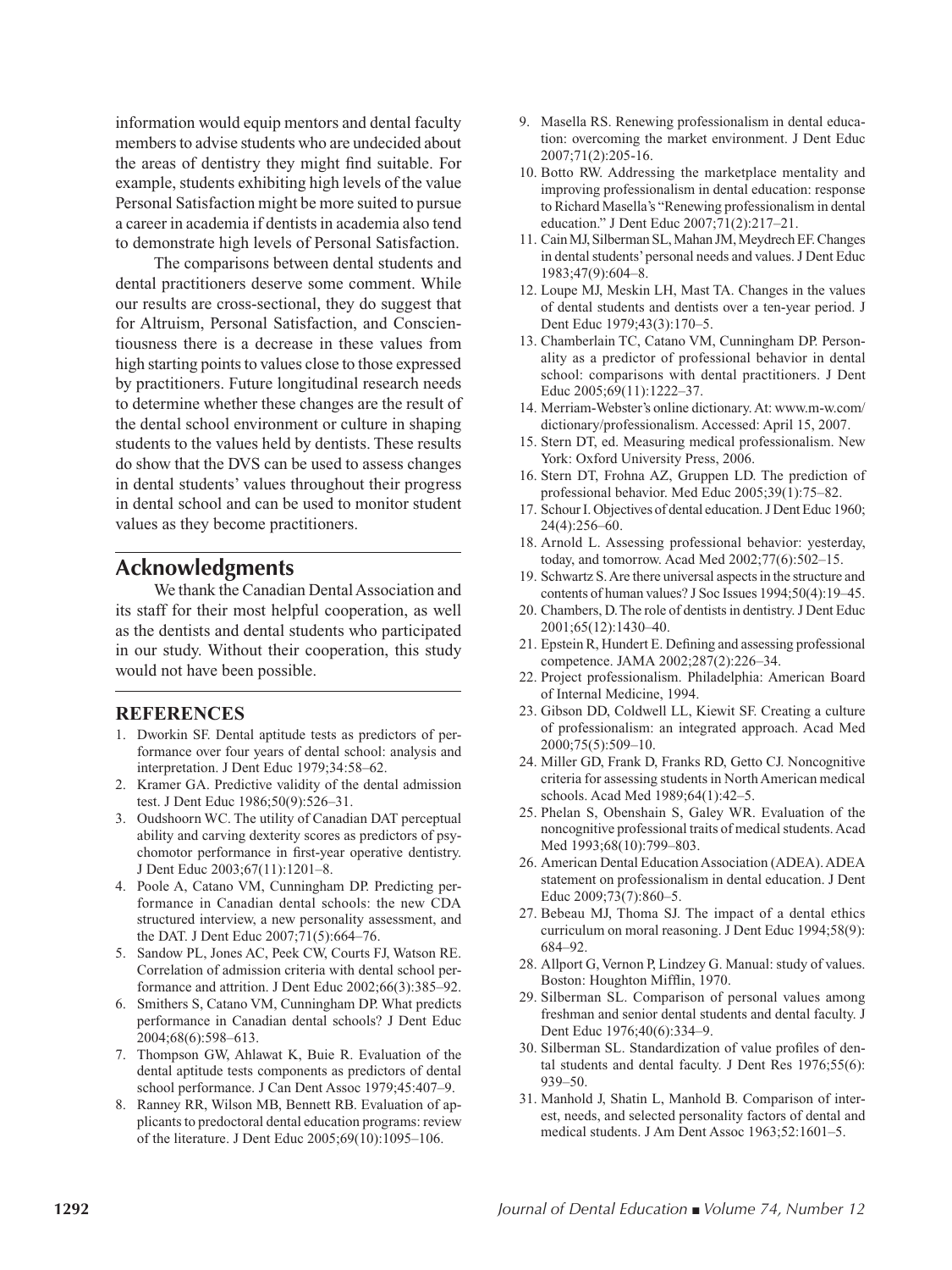information would equip mentors and dental faculty members to advise students who are undecided about the areas of dentistry they might find suitable. For example, students exhibiting high levels of the value Personal Satisfaction might be more suited to pursue a career in academia if dentists in academia also tend to demonstrate high levels of Personal Satisfaction.

The comparisons between dental students and dental practitioners deserve some comment. While our results are cross-sectional, they do suggest that for Altruism, Personal Satisfaction, and Conscientiousness there is a decrease in these values from high starting points to values close to those expressed by practitioners. Future longitudinal research needs to determine whether these changes are the result of the dental school environment or culture in shaping students to the values held by dentists. These results do show that the DVS can be used to assess changes in dental students' values throughout their progress in dental school and can be used to monitor student values as they become practitioners.

## Acknowledgments

We thank the Canadian Dental Association and its staff for their most helpful cooperation, as well as the dentists and dental students who participated in our study. Without their cooperation, this study would not have been possible.

### REFERENCES

1. Dworkin SF. Dental aptitude tests as predictors of performance over four years of dental school: analysis and interpretation. J Dent Educ 1979;34:58–62.
2. Kramer GA. Predictive validity of the dental admission test. J Dent Educ 1986;50(9):526–31.
3. Oudshoorn WC. The utility of Canadian DAT perceptual ability and carving dexterity scores as predictors of psychomotor performance in first-year operative dentistry. J Dent Educ 2003;67(11):1201–8.
4. Poole A, Catano VM, Cunningham DP. Predicting performance in Canadian dental schools: the new CDA structured interview, a new personality assessment, and the DAT. J Dent Educ 2007;71(5):664–76.
5. Sandow PL, Jones AC, Peek CW, Courts FJ, Watson RE. Correlation of admission criteria with dental school performance and attrition. J Dent Educ 2002;66(3):385–92.
6. Smithers S, Catano VM, Cunningham DP. What predicts performance in Canadian dental schools? J Dent Educ 2004;68(6):598–613.
7. Thompson GW, Ahlawat K, Buie R. Evaluation of the dental aptitude tests components as predictors of dental school performance. J Can Dent Assoc 1979;45:407–9.
8. Ranney RR, Wilson MB, Bennett RB. Evaluation of applicants to predoctoral dental education programs: review of the literature. J Dent Educ 2005;69(10):1095–106.
9. Masella RS. Renewing professionalism in dental education: overcoming the market environment. J Dent Educ 2007;71(2):205-16.
10. Botto RW. Addressing the marketplace mentality and improving professionalism in dental education: response to Richard Masella's "Renewing professionalism in dental education." J Dent Educ 2007;71(2):217–21.
11. Cain MJ, Silberman SL, Mahan JM, Meydrech EF. Changes in dental students' personal needs and values. J Dent Educ 1983;47(9):604–8.
12. Loupe MJ, Meskin LH, Mast TA. Changes in the values of dental students and dentists over a ten-year period. J Dent Educ 1979;43(3):170–5.
13. Chamberlain TC, Catano VM, Cunningham DP. Personality as a predictor of professional behavior in dental school: comparisons with dental practitioners. J Dent Educ 2005;69(11):1222–37.
14. Merriam-Webster's online dictionary. At: www.m-w.com/dictionary/professionalism. Accessed: April 15, 2007.
15. Stern DT, ed. Measuring medical professionalism. New York: Oxford University Press, 2006.
16. Stern DT, Frohna AZ, Gruppen LD. The prediction of professional behavior. Med Educ 2005;39(1):75–82.
17. Schour I. Objectives of dental education. J Dent Educ 1960; 24(4):256–60.
18. Arnold L. Assessing professional behavior: yesterday, today, and tomorrow. Acad Med 2002;77(6):502–15.
19. Schwartz S. Are there universal aspects in the structure and contents of human values? J Soc Issues 1994;50(4):19–45.
20. Chambers, D. The role of dentists in dentistry. J Dent Educ 2001;65(12):1430–40.
21. Epstein R, Hundert E. Defining and assessing professional competence. JAMA 2002;287(2):226–34.
22. Project professionalism. Philadelphia: American Board of Internal Medicine, 1994.
23. Gibson DD, Coldwell LL, Kiewit SF. Creating a culture of professionalism: an integrated approach. Acad Med 2000;75(5):509–10.
24. Miller GD, Frank D, Franks RD, Getto CJ. Noncognitive criteria for assessing students in North American medical schools. Acad Med 1989;64(1):42–5.
25. Phelan S, Obenshain S, Galey WR. Evaluation of the noncognitive professional traits of medical students. Acad Med 1993;68(10):799–803.
26. American Dental Education Association (ADEA). ADEA statement on professionalism in dental education. J Dent Educ 2009;73(7):860–5.
27. Bebeau MJ, Thoma SJ. The impact of a dental ethics curriculum on moral reasoning. J Dent Educ 1994;58(9): 684–92.
28. Allport G, Vernon P, Lindzey G. Manual: study of values. Boston: Houghton Mifflin, 1970.
29. Silberman SL. Comparison of personal values among freshman and senior dental students and dental faculty. J Dent Educ 1976;40(6):334–9.
30. Silberman SL. Standardization of value profiles of dental students and dental faculty. J Dent Res 1976;55(6): 939–50.
31. Manhold J, Shatin L, Manhold B. Comparison of interest, needs, and selected personality factors of dental and medical students. J Am Dent Assoc 1963;52:1601–5.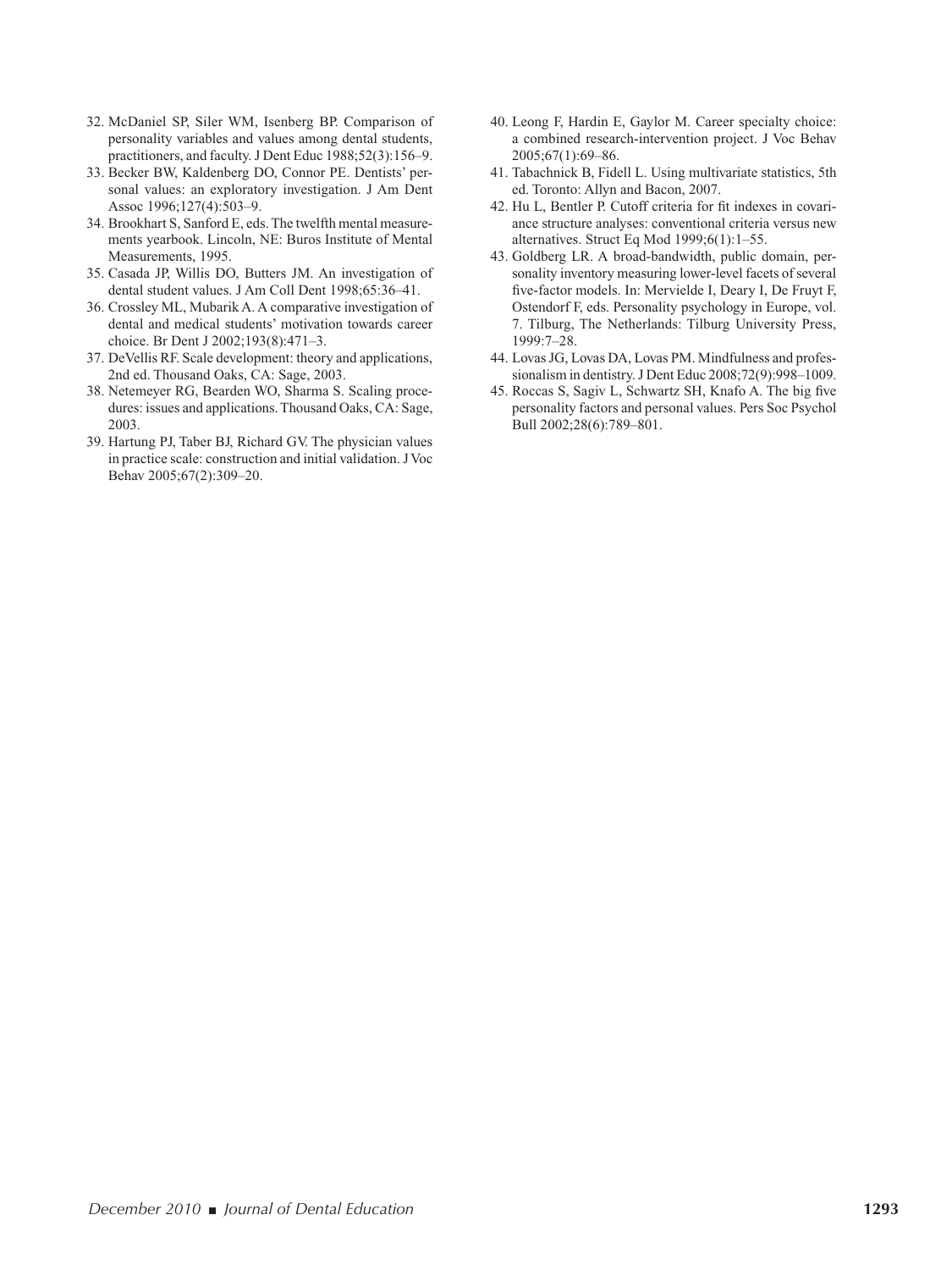32. McDaniel SP, Siler WM, Isenberg BP. Comparison of personality variables and values among dental students, practitioners, and faculty. J Dent Educ 1988;52(3):156–9.
33. Becker BW, Kaldenberg DO, Connor PE. Dentists' personal values: an exploratory investigation. J Am Dent Assoc 1996;127(4):503–9.
34. Brookhart S, Sanford E, eds. The twelfth mental measurements yearbook. Lincoln, NE: Buros Institute of Mental Measurements, 1995.
35. Casada JP, Willis DO, Butters JM. An investigation of dental student values. J Am Coll Dent 1998;65:36–41.
36. Crossley ML, Mubarik A. A comparative investigation of dental and medical students' motivation towards career choice. Br Dent J 2002;193(8):471–3.
37. DeVellis RF. Scale development: theory and applications, 2nd ed. Thousand Oaks, CA: Sage, 2003.
38. Netemeyer RG, Bearden WO, Sharma S. Scaling procedures: issues and applications. Thousand Oaks, CA: Sage, 2003.
39. Hartung PJ, Taber BJ, Richard GV. The physician values in practice scale: construction and initial validation. J Voc Behav 2005;67(2):309–20.
40. Leong F, Hardin E, Gaylor M. Career specialty choice: a combined research-intervention project. J Voc Behav 2005;67(1):69–86.
41. Tabachnick B, Fidell L. Using multivariate statistics, 5th ed. Toronto: Allyn and Bacon, 2007.
42. Hu L, Bentler P. Cutoff criteria for fit indexes in covariance structure analyses: conventional criteria versus new alternatives. Struct Eq Mod 1999;6(1):1–55.
43. Goldberg LR. A broad-bandwidth, public domain, personality inventory measuring lower-level facets of several five-factor models. In: Mervielde I, Deary I, De Fruyt F, Ostendorf F, eds. Personality psychology in Europe, vol. 7. Tilburg, The Netherlands: Tilburg University Press, 1999:7–28.
44. Lovas JG, Lovas DA, Lovas PM. Mindfulness and professionalism in dentistry. J Dent Educ 2008;72(9):998–1009.
45. Roccas S, Sagiv L, Schwartz SH, Knafo A. The big five personality factors and personal values. Pers Soc Psychol Bull 2002;28(6):789–801.